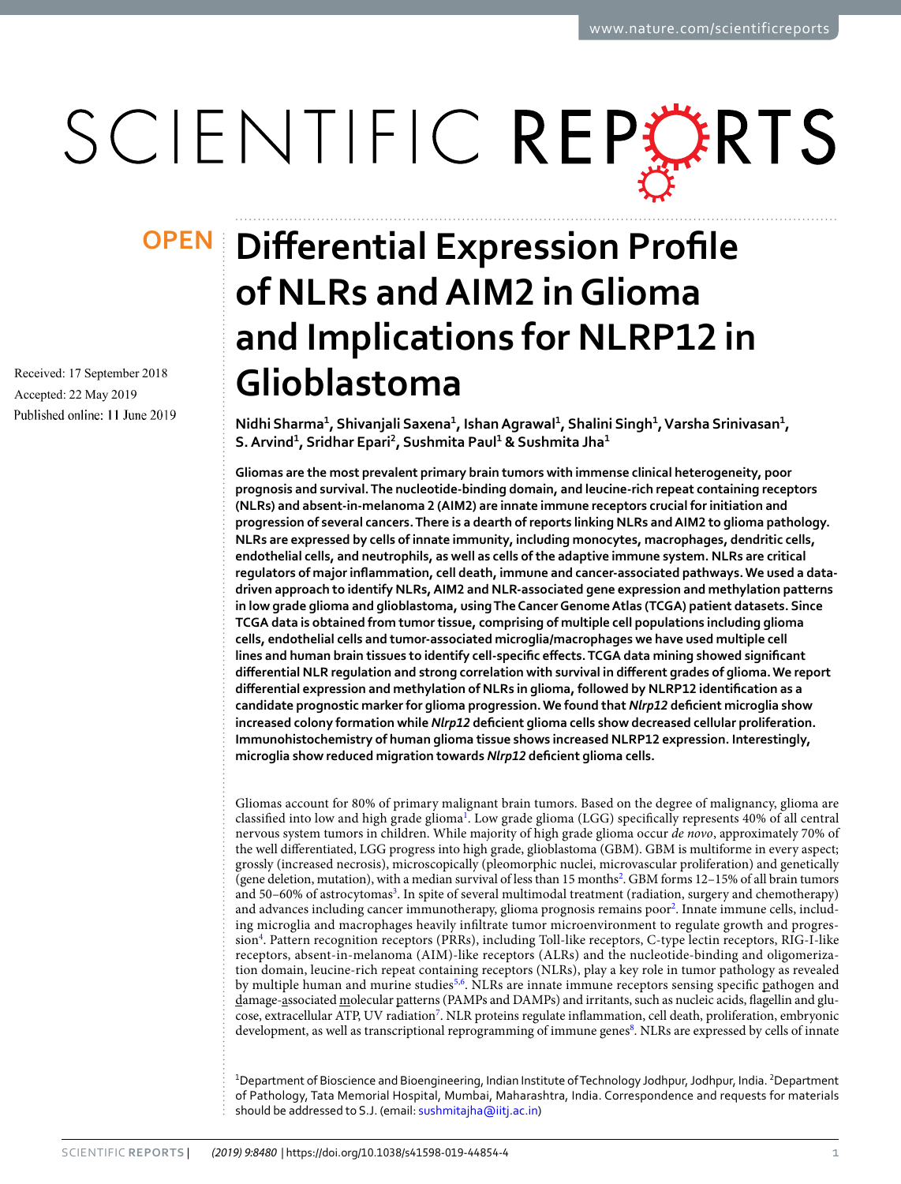OPEN

# Differential Expression Profile of NLRs and AIM2 in Glioma and Implications for NLRP12 in Glioblastoma

Received: 17 September 2018

Accepted: 22 May 2019

Published online: 11 June 2019

Nidhi Sharma[1], Shivanjali Saxena[1], Ishan Agrawal[1], Shalini Singh[1], Varsha Srinivasan[1], S. Arvind[1], Sridhar Epari[2], Sushmita Paul[1] & Sushmita Jha[1]

**Gliomas are the most prevalent primary brain tumors with immense clinical heterogeneity, poor prognosis and survival. The nucleotide-binding domain, and leucine-rich repeat containing receptors (NLRs) and absent-in-melanoma 2 (AIM2) are innate immune receptors crucial for initiation and progression of several cancers. There is a dearth of reports linking NLRs and AIM2 to glioma pathology. NLRs are expressed by cells of innate immunity, including monocytes, macrophages, dendritic cells, endothelial cells, and neutrophils, as well as cells of the adaptive immune system. NLRs are critical regulators of major inflammation, cell death, immune and cancer-associated pathways. We used a data-driven approach to identify NLRs, AIM2 and NLR-associated gene expression and methylation patterns in low grade glioma and glioblastoma, using The Cancer Genome Atlas (TCGA) patient datasets. Since TCGA data is obtained from tumor tissue, comprising of multiple cell populations including glioma cells, endothelial cells and tumor-associated microglia/macrophages we have used multiple cell lines and human brain tissues to identify cell-specific effects. TCGA data mining showed significant differential NLR regulation and strong correlation with survival in different grades of glioma. We report differential expression and methylation of NLRs in glioma, followed by NLRP12 identification as a candidate prognostic marker for glioma progression. We found that *Nlrp12* deficient microglia show increased colony formation while *Nlrp12* deficient glioma cells show decreased cellular proliferation. Immunohistochemistry of human glioma tissue shows increased NLRP12 expression. Interestingly, microglia show reduced migration towards *Nlrp12* deficient glioma cells.**

Gliomas account for 80% of primary malignant brain tumors. Based on the degree of malignancy, glioma are classified into low and high grade glioma[1]. Low grade glioma (LGG) specifically represents 40% of all central nervous system tumors in children. While majority of high grade glioma occur *de novo*, approximately 70% of the well differentiated, LGG progress into high grade, glioblastoma (GBM). GBM is multiforme in every aspect; grossly (increased necrosis), microscopically (pleomorphic nuclei, microvascular proliferation) and genetically (gene deletion, mutation), with a median survival of less than 15 months[2]. GBM forms 12–15% of all brain tumors and 50–60% of astrocytomas[3]. In spite of several multimodal treatment (radiation, surgery and chemotherapy) and advances including cancer immunotherapy, glioma prognosis remains poor[2]. Innate immune cells, including microglia and macrophages heavily infiltrate tumor microenvironment to regulate growth and progression[4]. Pattern recognition receptors (PRRs), including Toll-like receptors, C-type lectin receptors, RIG-I-like receptors, absent-in-melanoma (AIM)-like receptors (ALRs) and the nucleotide-binding and oligomerization domain, leucine-rich repeat containing receptors (NLRs), play a key role in tumor pathology as revealed by multiple human and murine studies[5,6]. NLRs are innate immune receptors sensing specific pathogen and damage-associated molecular patterns (PAMPs and DAMPs) and irritants, such as nucleic acids, flagellin and glucose, extracellular ATP, UV radiation[7]. NLR proteins regulate inflammation, cell death, proliferation, embryonic development, as well as transcriptional reprogramming of immune genes[8]. NLRs are expressed by cells of innate

[1]Department of Bioscience and Bioengineering, Indian Institute of Technology Jodhpur, Jodhpur, India. [2]Department of Pathology, Tata Memorial Hospital, Mumbai, Maharashtra, India. Correspondence and requests for materials should be addressed to S.J. (email: sushmitajha@iitj.ac.in)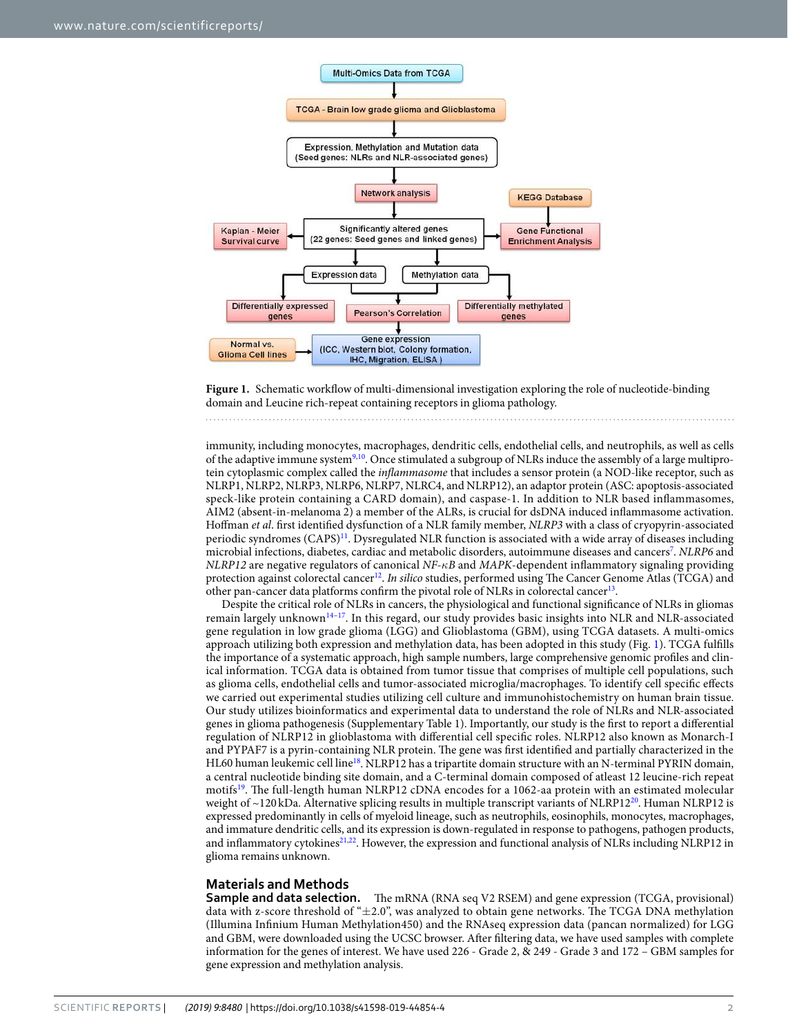**Figure 1.** Schematic workflow of multi-dimensional investigation exploring the role of nucleotide-binding domain and Leucine rich-repeat containing receptors in glioma pathology.

immunity, including monocytes, macrophages, dendritic cells, endothelial cells, and neutrophils, as well as cells of the adaptive immune system[9,10]. Once stimulated a subgroup of NLRs induce the assembly of a large multiprotein cytoplasmic complex called the *inflammasome* that includes a sensor protein (a NOD-like receptor, such as NLRP1, NLRP2, NLRP3, NLRP6, NLRP7, NLRC4, and NLRP12), an adaptor protein (ASC: apoptosis-associated speck-like protein containing a CARD domain), and caspase-1. In addition to NLR based inflammasomes, AIM2 (absent-in-melanoma 2) a member of the ALRs, is crucial for dsDNA induced inflammasome activation. Hoffman *et al*. first identified dysfunction of a NLR family member, *NLRP3* with a class of cryopyrin-associated periodic syndromes (CAPS)[11]. Dysregulated NLR function is associated with a wide array of diseases including microbial infections, diabetes, cardiac and metabolic disorders, autoimmune diseases and cancers[7]. *NLRP6* and *NLRP12* are negative regulators of canonical *NF-κB* and *MAPK*-dependent inflammatory signaling providing protection against colorectal cancer[12]. *In silico* studies, performed using The Cancer Genome Atlas (TCGA) and other pan-cancer data platforms confirm the pivotal role of NLRs in colorectal cancer[13].

Despite the critical role of NLRs in cancers, the physiological and functional significance of NLRs in gliomas remain largely unknown[14–17]. In this regard, our study provides basic insights into NLR and NLR-associated gene regulation in low grade glioma (LGG) and Glioblastoma (GBM), using TCGA datasets. A multi-omics approach utilizing both expression and methylation data, has been adopted in this study (Fig. 1). TCGA fulfills the importance of a systematic approach, high sample numbers, large comprehensive genomic profiles and clinical information. TCGA data is obtained from tumor tissue that comprises of multiple cell populations, such as glioma cells, endothelial cells and tumor-associated microglia/macrophages. To identify cell specific effects we carried out experimental studies utilizing cell culture and immunohistochemistry on human brain tissue. Our study utilizes bioinformatics and experimental data to understand the role of NLRs and NLR-associated genes in glioma pathogenesis (Supplementary Table 1). Importantly, our study is the first to report a differential regulation of NLRP12 in glioblastoma with differential cell specific roles. NLRP12 also known as Monarch-I and PYPAF7 is a pyrin-containing NLR protein. The gene was first identified and partially characterized in the HL60 human leukemic cell line[18]. NLRP12 has a tripartite domain structure with an N-terminal PYRIN domain, a central nucleotide binding site domain, and a C-terminal domain composed of atleast 12 leucine-rich repeat motifs[19]. The full-length human NLRP12 cDNA encodes for a 1062-aa protein with an estimated molecular weight of ~120 kDa. Alternative splicing results in multiple transcript variants of NLRP12[20]. Human NLRP12 is expressed predominantly in cells of myeloid lineage, such as neutrophils, eosinophils, monocytes, macrophages, and immature dendritic cells, and its expression is down-regulated in response to pathogens, pathogen products, and inflammatory cytokines[21,22]. However, the expression and functional analysis of NLRs including NLRP12 in glioma remains unknown.

## Materials and Methods

**Sample and data selection.** The mRNA (RNA seq V2 RSEM) and gene expression (TCGA, provisional) data with z-score threshold of "±2.0", was analyzed to obtain gene networks. The TCGA DNA methylation (Illumina Infinium Human Methylation450) and the RNAseq expression data (pancan normalized) for LGG and GBM, were downloaded using the UCSC browser. After filtering data, we have used samples with complete information for the genes of interest. We have used 226 - Grade 2, & 249 - Grade 3 and 172 – GBM samples for gene expression and methylation analysis.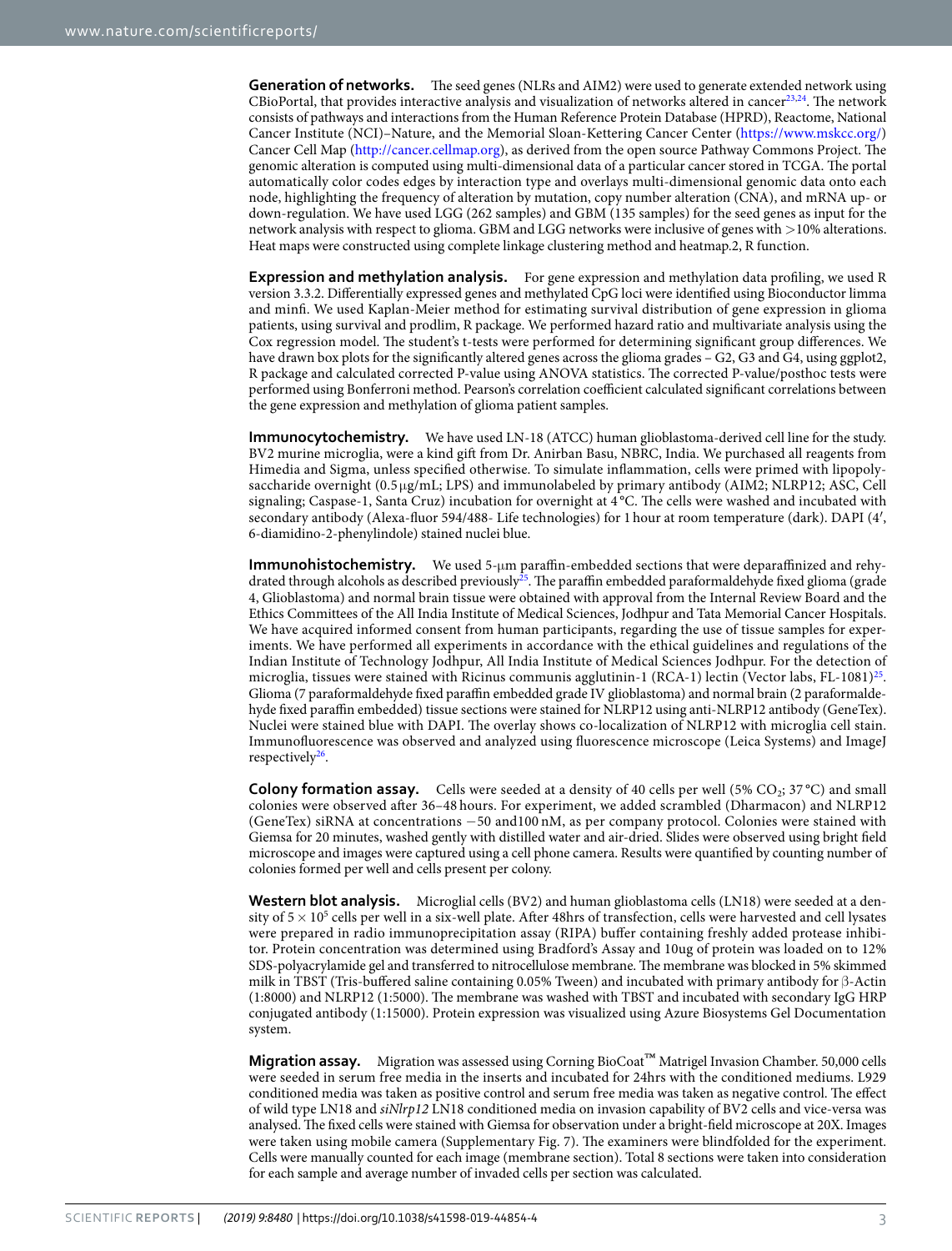**Generation of networks.** The seed genes (NLRs and AIM2) were used to generate extended network using CBioPortal, that provides interactive analysis and visualization of networks altered in cancer[23,24]. The network consists of pathways and interactions from the Human Reference Protein Database (HPRD), Reactome, National Cancer Institute (NCI)–Nature, and the Memorial Sloan-Kettering Cancer Center (https://www.mskcc.org/) Cancer Cell Map (http://cancer.cellmap.org), as derived from the open source Pathway Commons Project. The genomic alteration is computed using multi-dimensional data of a particular cancer stored in TCGA. The portal automatically color codes edges by interaction type and overlays multi-dimensional genomic data onto each node, highlighting the frequency of alteration by mutation, copy number alteration (CNA), and mRNA up- or down-regulation. We have used LGG (262 samples) and GBM (135 samples) for the seed genes as input for the network analysis with respect to glioma. GBM and LGG networks were inclusive of genes with >10% alterations. Heat maps were constructed using complete linkage clustering method and heatmap.2, R function.

**Expression and methylation analysis.** For gene expression and methylation data profiling, we used R version 3.3.2. Differentially expressed genes and methylated CpG loci were identified using Bioconductor limma and minfi. We used Kaplan-Meier method for estimating survival distribution of gene expression in glioma patients, using survival and prodlim, R package. We performed hazard ratio and multivariate analysis using the Cox regression model. The student's t-tests were performed for determining significant group differences. We have drawn box plots for the significantly altered genes across the glioma grades – G2, G3 and G4, using ggplot2, R package and calculated corrected P-value using ANOVA statistics. The corrected P-value/posthoc tests were performed using Bonferroni method. Pearson's correlation coefficient calculated significant correlations between the gene expression and methylation of glioma patient samples.

**Immunocytochemistry.** We have used LN-18 (ATCC) human glioblastoma-derived cell line for the study. BV2 murine microglia, were a kind gift from Dr. Anirban Basu, NBRC, India. We purchased all reagents from Himedia and Sigma, unless specified otherwise. To simulate inflammation, cells were primed with lipopolysaccharide overnight (0.5 μg/mL; LPS) and immunolabeled by primary antibody (AIM2; NLRP12; ASC, Cell signaling; Caspase-1, Santa Cruz) incubation for overnight at 4 °C. The cells were washed and incubated with secondary antibody (Alexa-fluor 594/488- Life technologies) for 1 hour at room temperature (dark). DAPI (4′, 6-diamidino-2-phenylindole) stained nuclei blue.

**Immunohistochemistry.** We used 5-μm paraffin-embedded sections that were deparaffinized and rehydrated through alcohols as described previously[25]. The paraffin embedded paraformaldehyde fixed glioma (grade 4, Glioblastoma) and normal brain tissue were obtained with approval from the Internal Review Board and the Ethics Committees of the All India Institute of Medical Sciences, Jodhpur and Tata Memorial Cancer Hospitals. We have acquired informed consent from human participants, regarding the use of tissue samples for experiments. We have performed all experiments in accordance with the ethical guidelines and regulations of the Indian Institute of Technology Jodhpur, All India Institute of Medical Sciences Jodhpur. For the detection of microglia, tissues were stained with Ricinus communis agglutinin-1 (RCA-1) lectin (Vector labs, FL-1081)[25]. Glioma (7 paraformaldehyde fixed paraffin embedded grade IV glioblastoma) and normal brain (2 paraformaldehyde fixed paraffin embedded) tissue sections were stained for NLRP12 using anti-NLRP12 antibody (GeneTex). Nuclei were stained blue with DAPI. The overlay shows co-localization of NLRP12 with microglia cell stain. Immunofluorescence was observed and analyzed using fluorescence microscope (Leica Systems) and ImageJ respectively[26].

**Colony formation assay.** Cells were seeded at a density of 40 cells per well (5% $CO_2$; 37 °C) and small colonies were observed after 36–48 hours. For experiment, we added scrambled (Dharmacon) and NLRP12 (GeneTex) siRNA at concentrations −50 and100 nM, as per company protocol. Colonies were stained with Giemsa for 20 minutes, washed gently with distilled water and air-dried. Slides were observed using bright field microscope and images were captured using a cell phone camera. Results were quantified by counting number of colonies formed per well and cells present per colony.

**Western blot analysis.** Microglial cells (BV2) and human glioblastoma cells (LN18) were seeded at a density of $5 \times 10^5$ cells per well in a six-well plate. After 48hrs of transfection, cells were harvested and cell lysates were prepared in radio immunoprecipitation assay (RIPA) buffer containing freshly added protease inhibitor. Protein concentration was determined using Bradford's Assay and 10ug of protein was loaded on to 12% SDS-polyacrylamide gel and transferred to nitrocellulose membrane. The membrane was blocked in 5% skimmed milk in TBST (Tris-buffered saline containing 0.05% Tween) and incubated with primary antibody for β-Actin (1:8000) and NLRP12 (1:5000). The membrane was washed with TBST and incubated with secondary IgG HRP conjugated antibody (1:15000). Protein expression was visualized using Azure Biosystems Gel Documentation system.

**Migration assay.** Migration was assessed using Corning BioCoat™ Matrigel Invasion Chamber. 50,000 cells were seeded in serum free media in the inserts and incubated for 24hrs with the conditioned mediums. L929 conditioned media was taken as positive control and serum free media was taken as negative control. The effect of wild type LN18 and *siNlrp12* LN18 conditioned media on invasion capability of BV2 cells and vice-versa was analysed. The fixed cells were stained with Giemsa for observation under a bright-field microscope at 20X. Images were taken using mobile camera (Supplementary Fig. 7). The examiners were blindfolded for the experiment. Cells were manually counted for each image (membrane section). Total 8 sections were taken into consideration for each sample and average number of invaded cells per section was calculated.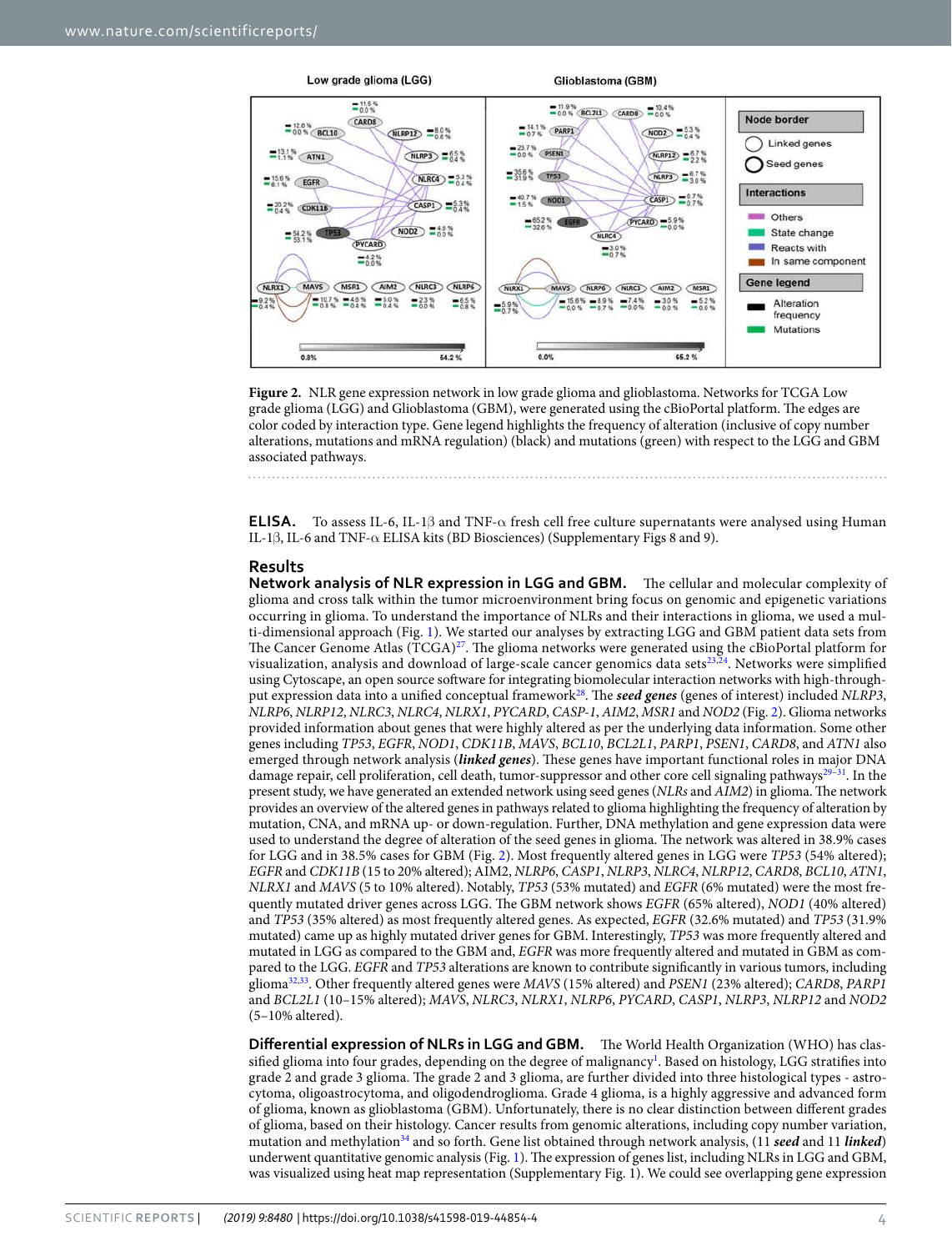**Figure 2.** NLR gene expression network in low grade glioma and glioblastoma. Networks for TCGA Low grade glioma (LGG) and Glioblastoma (GBM), were generated using the cBioPortal platform. The edges are color coded by interaction type. Gene legend highlights the frequency of alteration (inclusive of copy number alterations, mutations and mRNA regulation) (black) and mutations (green) with respect to the LGG and GBM associated pathways.

**ELISA.** To assess IL-6, IL-1β and TNF-α fresh cell free culture supernatants were analysed using Human IL-1β, IL-6 and TNF-α ELISA kits (BD Biosciences) (Supplementary Figs 8 and 9).

## Results

### Network analysis of NLR expression in LGG and GBM.

The cellular and molecular complexity of glioma and cross talk within the tumor microenvironment bring focus on genomic and epigenetic variations occurring in glioma. To understand the importance of NLRs and their interactions in glioma, we used a multi-dimensional approach (Fig. 1). We started our analyses by extracting LGG and GBM patient data sets from The Cancer Genome Atlas (TCGA)[27]. The glioma networks were generated using the cBioPortal platform for visualization, analysis and download of large-scale cancer genomics data sets[23,24]. Networks were simplified using Cytoscape, an open source software for integrating biomolecular interaction networks with high-throughput expression data into a unified conceptual framework[28]. The ***seed genes*** (genes of interest) included *NLRP3*, *NLRP6*, *NLRP12*, *NLRC3*, *NLRC4*, *NLRX1*, *PYCARD*, *CASP-1*, *AIM2*, *MSR1* and *NOD2* (Fig. 2). Glioma networks provided information about genes that were highly altered as per the underlying data information. Some other genes including *TP53*, *EGFR*, *NOD1*, *CDK11B*, *MAVS*, *BCL10*, *BCL2L1*, *PARP1*, *PSEN1*, *CARD8*, and *ATN1* also emerged through network analysis (***linked genes***). These genes have important functional roles in major DNA damage repair, cell proliferation, cell death, tumor-suppressor and other core cell signaling pathways[29–31]. In the present study, we have generated an extended network using seed genes (*NLRs* and *AIM2*) in glioma. The network provides an overview of the altered genes in pathways related to glioma highlighting the frequency of alteration by mutation, CNA, and mRNA up- or down-regulation. Further, DNA methylation and gene expression data were used to understand the degree of alteration of the seed genes in glioma. The network was altered in 38.9% cases for LGG and in 38.5% cases for GBM (Fig. 2). Most frequently altered genes in LGG were *TP53* (54% altered); *EGFR* and *CDK11B* (15 to 20% altered); AIM2, *NLRP6*, *CASP1*, *NLRP3*, *NLRC4*, *NLRP12*, *CARD8*, *BCL10*, *ATN1*, *NLRX1* and *MAVS* (5 to 10% altered). Notably, *TP53* (53% mutated) and *EGFR* (6% mutated) were the most frequently mutated driver genes across LGG. The GBM network shows *EGFR* (65% altered), *NOD1* (40% altered) and *TP53* (35% altered) as most frequently altered genes. As expected, *EGFR* (32.6% mutated) and *TP53* (31.9% mutated) came up as highly mutated driver genes for GBM. Interestingly, *TP53* was more frequently altered and mutated in LGG as compared to the GBM and, *EGFR* was more frequently altered and mutated in GBM as compared to the LGG. *EGFR* and *TP53* alterations are known to contribute significantly in various tumors, including glioma[32,33]. Other frequently altered genes were *MAVS* (15% altered) and *PSEN1* (23% altered); *CARD8*, *PARP1* and *BCL2L1* (10–15% altered); *MAVS*, *NLRC3*, *NLRX1*, *NLRP6*, *PYCARD*, *CASP1*, *NLRP3*, *NLRP12* and *NOD2* (5–10% altered).

### Differential expression of NLRs in LGG and GBM.

The World Health Organization (WHO) has classified glioma into four grades, depending on the degree of malignancy[1]. Based on histology, LGG stratifies into grade 2 and grade 3 glioma. The grade 2 and 3 glioma, are further divided into three histological types - astrocytoma, oligoastrocytoma, and oligodendroglioma. Grade 4 glioma, is a highly aggressive and advanced form of glioma, known as glioblastoma (GBM). Unfortunately, there is no clear distinction between different grades of glioma, based on their histology. Cancer results from genomic alterations, including copy number variation, mutation and methylation[34] and so forth. Gene list obtained through network analysis, (11 ***seed*** and 11 ***linked***) underwent quantitative genomic analysis (Fig. 1). The expression of genes list, including NLRs in LGG and GBM, was visualized using heat map representation (Supplementary Fig. 1). We could see overlapping gene expression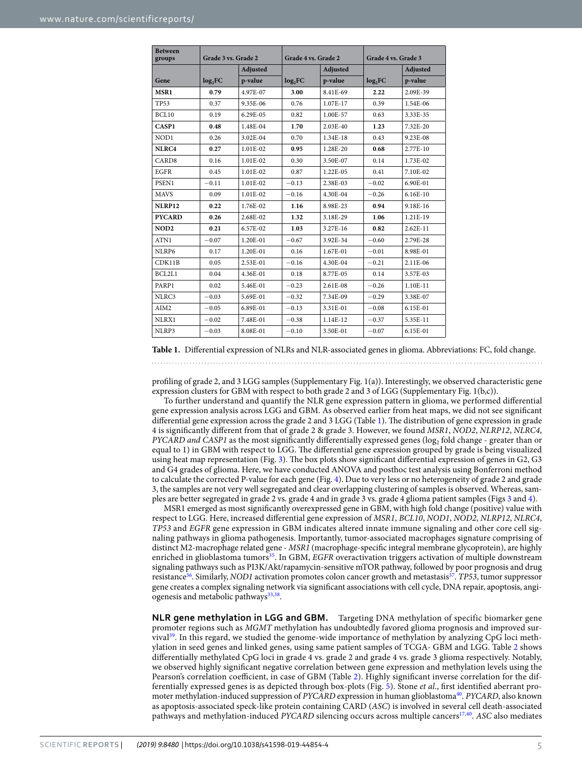| Between groups | Grade 3 vs. Grade 2 | | Grade 4 vs. Grade 2 | | Grade 4 vs. Grade 3 | |
|---|---|---|---|---|---|---|
| Gene | $log_2FC$ | Adjusted p-value | $log_2FC$ | Adjusted p-value | $log_2FC$ | Adjusted p-value |
| **MSR1** | **0.79** | 4.97E-07 | **3.00** | 8.41E-69 | **2.22** | 2.09E-39 |
| TP53 | 0.37 | 9.35E-06 | 0.76 | 1.07E-17 | 0.39 | 1.54E-06 |
| BCL10 | 0.19 | 6.29E-05 | 0.82 | 1.00E-57 | 0.63 | 3.33E-35 |
| **CASP1** | **0.48** | 1.48E-04 | **1.70** | 2.03E-40 | **1.23** | 7.32E-20 |
| NOD1 | 0.26 | 3.02E-04 | 0.70 | 1.34E-18 | 0.43 | 9.23E-08 |
| **NLRC4** | **0.27** | 1.01E-02 | **0.95** | 1.28E-20 | **0.68** | 2.77E-10 |
| CARD8 | 0.16 | 1.01E-02 | 0.30 | 3.50E-07 | 0.14 | 1.73E-02 |
| EGFR | 0.45 | 1.01E-02 | 0.87 | 1.22E-05 | 0.41 | 7.10E-02 |
| PSEN1 | −0.11 | 1.01E-02 | −0.13 | 2.38E-03 | −0.02 | 6.90E-01 |
| MAVS | 0.09 | 1.01E-02 | −0.16 | 4.30E-04 | −0.26 | 6.16E-10 |
| **NLRP12** | **0.22** | 1.76E-02 | **1.16** | 8.98E-23 | **0.94** | 9.18E-16 |
| **PYCARD** | **0.26** | 2.68E-02 | **1.32** | 3.18E-29 | **1.06** | 1.21E-19 |
| **NOD2** | **0.21** | 6.57E-02 | **1.03** | 3.27E-16 | **0.82** | 2.62E-11 |
| ATN1 | −0.07 | 1.20E-01 | −0.67 | 3.92E-34 | −0.60 | 2.79E-28 |
| NLRP6 | 0.17 | 1.20E-01 | 0.16 | 1.67E-01 | −0.01 | 8.98E-01 |
| CDK11B | 0.05 | 2.53E-01 | −0.16 | 4.30E-04 | −0.21 | 2.11E-06 |
| BCL2L1 | 0.04 | 4.36E-01 | 0.18 | 8.77E-05 | 0.14 | 3.57E-03 |
| PARP1 | 0.02 | 5.46E-01 | −0.23 | 2.61E-08 | −0.26 | 1.10E-11 |
| NLRC3 | −0.03 | 5.69E-01 | −0.32 | 7.34E-09 | −0.29 | 3.38E-07 |
| AIM2 | −0.05 | 6.89E-01 | −0.13 | 3.31E-01 | −0.08 | 6.15E-01 |
| NLRX1 | −0.02 | 7.48E-01 | −0.38 | 1.14E-12 | −0.37 | 5.35E-11 |
| NLRP3 | −0.03 | 8.08E-01 | −0.10 | 3.50E-01 | −0.07 | 6.15E-01 |

**Table 1.** Differential expression of NLRs and NLR-associated genes in glioma. Abbreviations: FC, fold change.

profiling of grade 2, and 3 LGG samples (Supplementary Fig. 1(a)). Interestingly, we observed characteristic gene expression clusters for GBM with respect to both grade 2 and 3 of LGG (Supplementary Fig. 1(b,c)).

To further understand and quantify the NLR gene expression pattern in glioma, we performed differential gene expression analysis across LGG and GBM. As observed earlier from heat maps, we did not see significant differential gene expression across the grade 2 and 3 LGG (Table 1). The distribution of gene expression in grade 4 is significantly different from that of grade 2 & grade 3. However, we found *MSR1*, *NOD2*, *NLRP12*, *NLRC4*, *PYCARD and CASP1* as the most significantly differentially expressed genes ($log_2$ fold change - greater than or equal to 1) in GBM with respect to LGG. The differential gene expression grouped by grade is being visualized using heat map representation (Fig. 3). The box plots show significant differential expression of genes in G2, G3 and G4 grades of glioma. Here, we have conducted ANOVA and posthoc test analysis using Bonferroni method to calculate the corrected P-value for each gene (Fig. 4). Due to very less or no heterogeneity of grade 2 and grade 3, the samples are not very well segregated and clear overlapping clustering of samples is observed. Whereas, samples are better segregated in grade 2 vs. grade 4 and in grade 3 vs. grade 4 glioma patient samples (Figs 3 and 4).

MSR1 emerged as most significantly overexpressed gene in GBM, with high fold change (positive) value with respect to LGG. Here, increased differential gene expression of *MSR1*, *BCL10*, *NOD1*, *NOD2*, *NLRP12*, *NLRC4*, *TP53* and *EGFR* gene expression in GBM indicates altered innate immune signaling and other core cell signaling pathways in glioma pathogenesis. Importantly, tumor-associated macrophages signature comprising of distinct M2-macrophage related gene - *MSR1* (macrophage-specific integral membrane glycoprotein), are highly enriched in glioblastoma tumors[35]. In GBM, *EGFR* overactivation triggers activation of multiple downstream signaling pathways such as PI3K/Akt/rapamycin-sensitive mTOR pathway, followed by poor prognosis and drug resistance[36]. Similarly, *NOD1* activation promotes colon cancer growth and metastasis[37]. *TP53*, tumor suppressor gene creates a complex signaling network via significant associations with cell cycle, DNA repair, apoptosis, angiogenesis and metabolic pathways[33,38].

## NLR gene methylation in LGG and GBM.

Targeting DNA methylation of specific biomarker gene promoter regions such as *MGMT* methylation has undoubtedly favored glioma prognosis and improved survival[39]. In this regard, we studied the genome-wide importance of methylation by analyzing CpG loci methylation in seed genes and linked genes, using same patient samples of TCGA- GBM and LGG. Table 2 shows differentially methylated CpG loci in grade 4 vs. grade 2 and grade 4 vs. grade 3 glioma respectively. Notably, we observed highly significant negative correlation between gene expression and methylation levels using the Pearson's correlation coefficient, in case of GBM (Table 2). Highly significant inverse correlation for the differentially expressed genes is as depicted through box-plots (Fig. 5). Stone *et al*., first identified aberrant promoter methylation-induced suppression of *PYCARD* expression in human glioblastoma[40]. *PYCARD*, also known as apoptosis-associated speck-like protein containing CARD (*ASC*) is involved in several cell death-associated pathways and methylation-induced *PYCARD* silencing occurs across multiple cancers[17,40]. *ASC* also mediates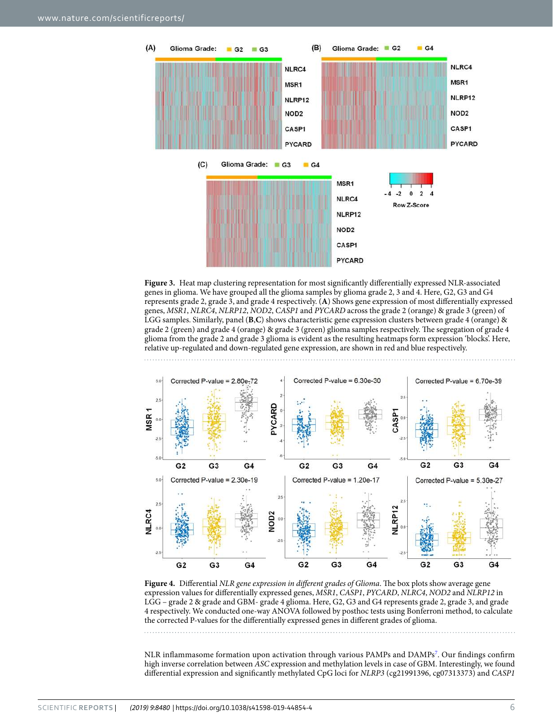**Figure 3.** Heat map clustering representation for most significantly differentially expressed NLR-associated genes in glioma. We have grouped all the glioma samples by glioma grade 2, 3 and 4 respectively. Here, G2, G3 and G4 represents grade 2, grade 3, and grade 4 respectively. (**A**) Shows gene expression of most differentially expressed genes, *MSR1*, *NLRC4*, *NLRP12*, *NOD2*, *CASP1* and *PYCARD* across the grade 2 (orange) & grade 3 (green) of LGG samples. Similarly, panel (**B**,**C**) shows characteristic gene expression clusters between grade 4 (orange) & grade 2 (green) and grade 4 (orange) & grade 3 (green) glioma samples respectively. The segregation of grade 4 glioma from the grade 2 and grade 3 glioma is evident as the resulting heatmaps form expression 'blocks'. Here, relative up-regulated and down-regulated gene expression, are shown in red and blue respectively.

**Figure 4.** Differential *NLR gene expression in different grades of Glioma*. The box plots show average gene expression values for differentially expressed genes, *MSR1*, *CASP1*, *PYCARD*, *NLRC4*, *NOD2* and *NLRP12* in LGG – grade 2 & grade and GBM- grade 4 glioma. Here, G2, G3 and G4 represents grade 2, grade 3, and grade 4 respectively. We conducted one-way ANOVA followed by posthoc tests using Bonferroni method, to calculate the corrected P-values for the differentially expressed genes in different grades of glioma.

NLR inflammasome formation upon activation through various PAMPs and DAMPs[7]. Our findings confirm high inverse correlation between *ASC* expression and methylation levels in case of GBM. Interestingly, we found differential expression and significantly methylated CpG loci for *NLRP3* (cg21991396, cg07313373) and *CASP1*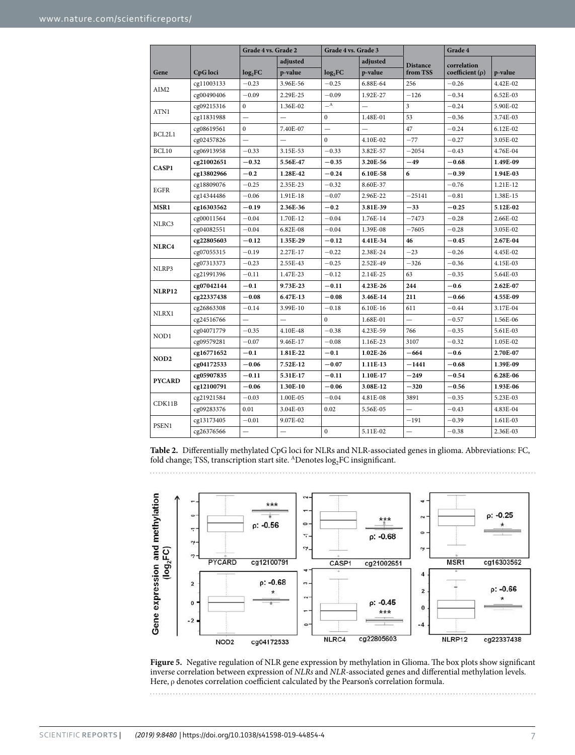| Gene | CpG loci | Grade 4 vs. Grade 2 | | Grade 4 vs. Grade 3 | | Distance from TSS | Grade 4 | |
|---|---|---|---|---|---|---|---|---|
| | | $log_2FC$ | adjusted p-value | $log_2FC$ | adjusted p-value | | correlation coefficient (ρ) | p-value |
| AIM2 | cg11003133 | −0.23 | 3.96E-56 | −0.25 | 6.88E-64 | 256 | −0.26 | 4.42E-02 |
| | cg00490406 | −0.09 | 2.29E-25 | −0.09 | 1.92E-27 | −126 | −0.34 | 6.52E-03 |
| ATN1 | cg09215316 | 0 | 1.36E-02 | —[A] | — | 3 | −0.24 | 5.90E-02 |
| | cg11831988 | — | — | 0 | 1.48E-01 | 53 | −0.36 | 3.74E-03 |
| BCL2L1 | cg08619561 | 0 | 7.40E-07 | — | — | 47 | −0.24 | 6.12E-02 |
| | cg02457826 | — | — | 0 | 4.10E-02 | −77 | −0.27 | 3.05E-02 |
| BCL10 | cg06913958 | −0.33 | 3.15E-53 | −0.33 | 3.82E-57 | −2054 | −0.43 | 4.76E-04 |
| **CASP1** | **cg21002651** | **−0.32** | **5.56E-47** | **−0.35** | **3.20E-56** | **−49** | **−0.68** | **1.49E-09** |
| | **cg13802966** | **−0.2** | **1.28E-42** | **−0.24** | **6.10E-58** | **6** | **−0.39** | **1.94E-03** |
| EGFR | cg18809076 | −0.25 | 2.35E-23 | −0.32 | 8.60E-37 | | −0.76 | 1.21E-12 |
| | cg14344486 | −0.06 | 1.91E-18 | −0.07 | 2.96E-22 | −25141 | −0.81 | 1.38E-15 |
| **MSR1** | **cg16303562** | **−0.19** | **2.36E-36** | **−0.2** | **3.81E-39** | **−33** | **−0.25** | **5.12E-02** |
| NLRC3 | cg00011564 | −0.04 | 1.70E-12 | −0.04 | 1.76E-14 | −7473 | −0.28 | 2.66E-02 |
| | cg04082551 | −0.04 | 6.82E-08 | −0.04 | 1.39E-08 | −7605 | −0.28 | 3.05E-02 |
| **NLRC4** | **cg22805603** | **−0.12** | **1.35E-29** | **−0.12** | **4.41E-34** | **46** | **−0.45** | **2.67E-04** |
| | cg07055315 | −0.19 | 2.27E-17 | −0.22 | 2.38E-24 | −23 | −0.26 | 4.45E-02 |
| NLRP3 | cg07313373 | −0.23 | 2.55E-43 | −0.25 | 2.52E-49 | −326 | −0.36 | 4.15E-03 |
| | cg21991396 | −0.11 | 1.47E-23 | −0.12 | 2.14E-25 | 63 | −0.35 | 5.64E-03 |
| **NLRP12** | **cg07042144** | **−0.1** | **9.73E-23** | **−0.11** | **4.23E-26** | **244** | **−0.6** | **2.62E-07** |
| | **cg22337438** | **−0.08** | **6.47E-13** | **−0.08** | **3.46E-14** | **211** | **−0.66** | **4.55E-09** |
| NLRX1 | cg26863308 | −0.14 | 3.99E-10 | −0.18 | 6.10E-16 | 611 | −0.44 | 3.17E-04 |
| | cg24516766 | — | — | 0 | 1.68E-01 | — | −0.57 | 1.56E-06 |
| NOD1 | cg04071779 | −0.35 | 4.10E-48 | −0.38 | 4.23E-59 | 766 | −0.35 | 5.61E-03 |
| | cg09579281 | −0.07 | 9.46E-17 | −0.08 | 1.16E-23 | 3107 | −0.32 | 1.05E-02 |
| **NOD2** | **cg16771652** | **−0.1** | **1.81E-22** | **−0.1** | **1.02E-26** | **−664** | **−0.6** | **2.70E-07** |
| | **cg04172533** | **−0.06** | **7.52E-12** | **−0.07** | **1.11E-13** | **−1441** | **−0.68** | **1.39E-09** |
| **PYCARD** | **cg05907835** | **−0.11** | **5.31E-17** | **−0.11** | **1.10E-17** | **−249** | **−0.54** | **6.28E-06** |
| | **cg12100791** | **−0.06** | **1.30E-10** | **−0.06** | **3.08E-12** | **−320** | **−0.56** | **1.93E-06** |
| CDK11B | cg21921584 | −0.03 | 1.00E-05 | −0.04 | 4.81E-08 | 3891 | −0.35 | 5.23E-03 |
| | cg09283376 | 0.01 | 3.04E-03 | 0.02 | 5.56E-05 | — | −0.43 | 4.83E-04 |
| PSEN1 | cg13173405 | −0.01 | 9.07E-02 | | | −191 | −0.39 | 1.61E-03 |
| | cg26376566 | — | — | 0 | 5.11E-02 | — | −0.38 | 2.36E-03 |

**Table 2.** Differentially methylated CpG loci for NLRs and NLR-associated genes in glioma. Abbreviations: FC, fold change; TSS, transcription start site. [A]Denotes $log_2FC$ insignificant.

**Figure 5.** Negative regulation of NLR gene expression by methylation in Glioma. The box plots show significant inverse correlation between expression of *NLRs* and *NLR*-associated genes and differential methylation levels. Here, ρ denotes correlation coefficient calculated by the Pearson's correlation formula.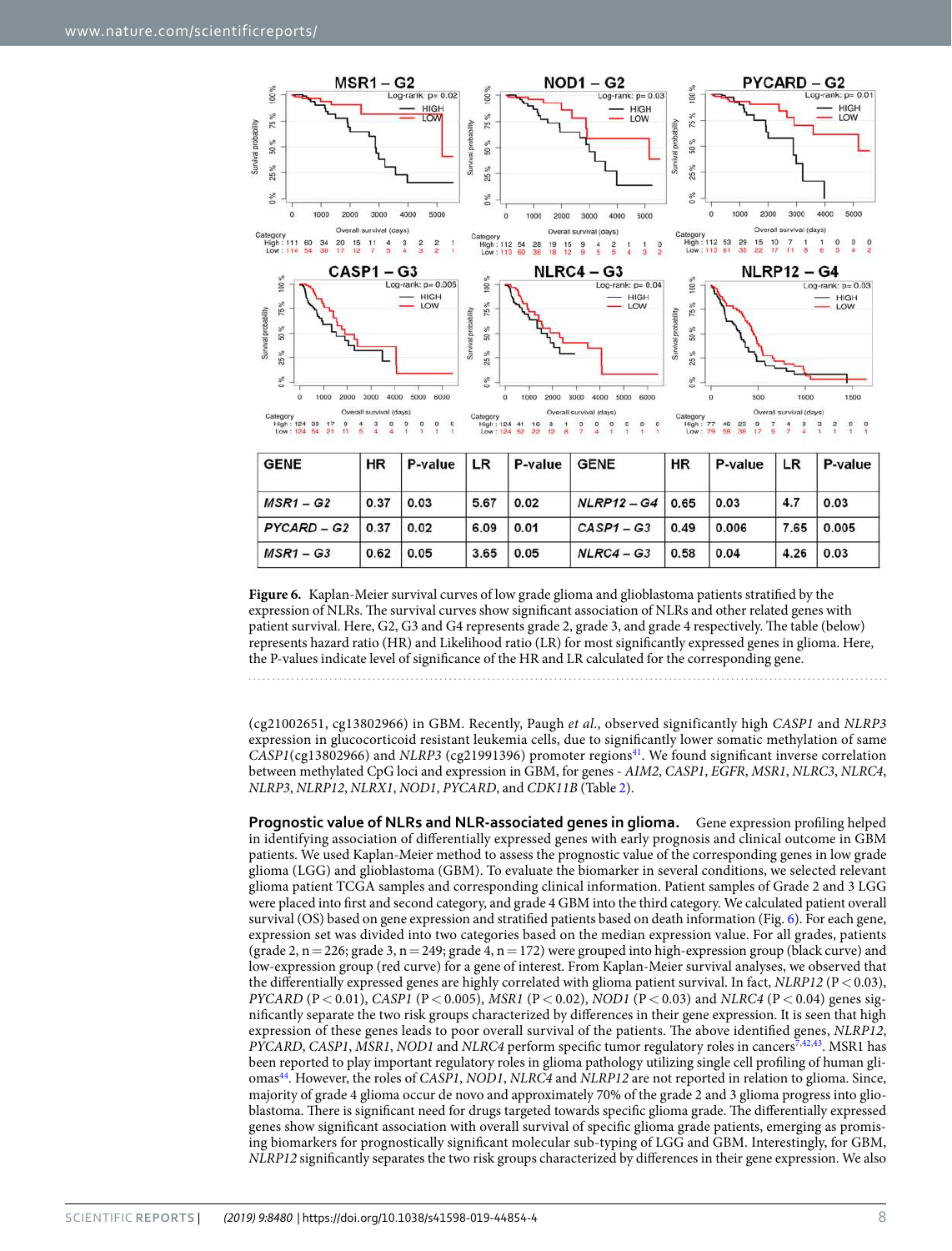| GENE | HR | P-value | LR | P-value | GENE | HR | P-value | LR | P-value |
|---|---|---|---|---|---|---|---|---|---|
| *MSR1 – G2* | 0.37 | 0.03 | 5.67 | 0.02 | *NLRP12 – G4* | 0.65 | 0.03 | 4.7 | 0.03 |
| *PYCARD – G2* | 0.37 | 0.02 | 6.09 | 0.01 | *CASP1 – G3* | 0.49 | 0.006 | 7.65 | 0.005 |
| *MSR1 – G3* | 0.62 | 0.05 | 3.65 | 0.05 | *NLRC4 – G3* | 0.58 | 0.04 | 4.26 | 0.03 |

**Figure 6.** Kaplan-Meier survival curves of low grade glioma and glioblastoma patients stratified by the expression of NLRs. The survival curves show significant association of NLRs and other related genes with patient survival. Here, G2, G3 and G4 represents grade 2, grade 3, and grade 4 respectively. The table (below) represents hazard ratio (HR) and Likelihood ratio (LR) for most significantly expressed genes in glioma. Here, the P-values indicate level of significance of the HR and LR calculated for the corresponding gene.

(cg21002651, cg13802966) in GBM. Recently, Paugh *et al*., observed significantly high *CASP1* and *NLRP3* expression in glucocorticoid resistant leukemia cells, due to significantly lower somatic methylation of same *CASP1*(cg13802966) and *NLRP3* (cg21991396) promoter regions[41]. We found significant inverse correlation between methylated CpG loci and expression in GBM, for genes - *AIM2*, *CASP1*, *EGFR*, *MSR1*, *NLRC3*, *NLRC4*, *NLRP3*, *NLRP12*, *NLRX1*, *NOD1*, *PYCARD*, and *CDK11B* (Table 2).

**Prognostic value of NLRs and NLR-associated genes in glioma.** Gene expression profiling helped in identifying association of differentially expressed genes with early prognosis and clinical outcome in GBM patients. We used Kaplan-Meier method to assess the prognostic value of the corresponding genes in low grade glioma (LGG) and glioblastoma (GBM). To evaluate the biomarker in several conditions, we selected relevant glioma patient TCGA samples and corresponding clinical information. Patient samples of Grade 2 and 3 LGG were placed into first and second category, and grade 4 GBM into the third category. We calculated patient overall survival (OS) based on gene expression and stratified patients based on death information (Fig. 6). For each gene, expression set was divided into two categories based on the median expression value. For all grades, patients (grade 2, n = 226; grade 3, n = 249; grade 4, n = 172) were grouped into high-expression group (black curve) and low-expression group (red curve) for a gene of interest. From Kaplan-Meier survival analyses, we observed that the differentially expressed genes are highly correlated with glioma patient survival. In fact, *NLRP12* ($P < 0.03$), *PYCARD* ($P < 0.01$), *CASP1* ($P < 0.005$), *MSR1* ($P < 0.02$), *NOD1* ($P < 0.03$) and *NLRC4* ($P < 0.04$) genes significantly separate the two risk groups characterized by differences in their gene expression. It is seen that high expression of these genes leads to poor overall survival of the patients. The above identified genes, *NLRP12*, *PYCARD*, *CASP1*, *MSR1*, *NOD1* and *NLRC4* perform specific tumor regulatory roles in cancers[7,42,43]. MSR1 has been reported to play important regulatory roles in glioma pathology utilizing single cell profiling of human gliomas[44]. However, the roles of *CASP1*, *NOD1*, *NLRC4* and *NLRP12* are not reported in relation to glioma. Since, majority of grade 4 glioma occur de novo and approximately 70% of the grade 2 and 3 glioma progress into glioblastoma. There is significant need for drugs targeted towards specific glioma grade. The differentially expressed genes show significant association with overall survival of specific glioma grade patients, emerging as promising biomarkers for prognostically significant molecular sub-typing of LGG and GBM. Interestingly, for GBM, *NLRP12* significantly separates the two risk groups characterized by differences in their gene expression. We also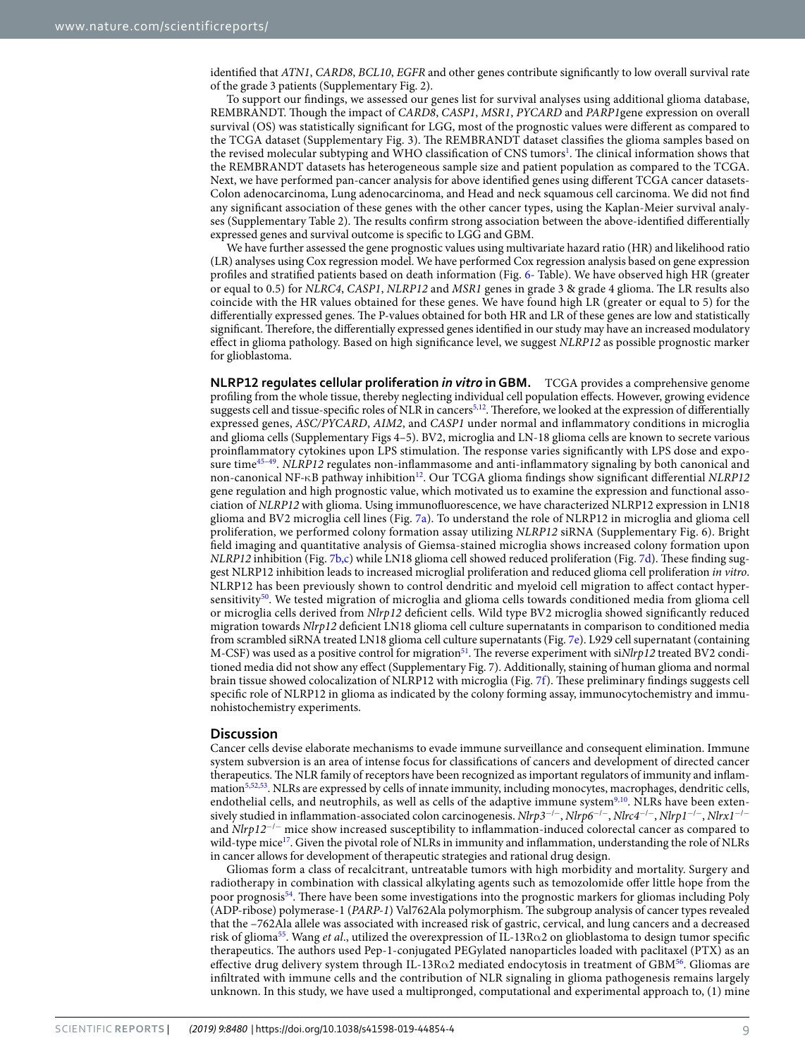identified that *ATN1*, *CARD8*, *BCL10*, *EGFR* and other genes contribute significantly to low overall survival rate of the grade 3 patients (Supplementary Fig. 2).

To support our findings, we assessed our genes list for survival analyses using additional glioma database, REMBRANDT. Though the impact of *CARD8*, *CASP1*, *MSR1*, *PYCARD* and *PARP1*gene expression on overall survival (OS) was statistically significant for LGG, most of the prognostic values were different as compared to the TCGA dataset (Supplementary Fig. 3). The REMBRANDT dataset classifies the glioma samples based on the revised molecular subtyping and WHO classification of CNS tumors[1]. The clinical information shows that the REMBRANDT datasets has heterogeneous sample size and patient population as compared to the TCGA. Next, we have performed pan-cancer analysis for above identified genes using different TCGA cancer datasets- Colon adenocarcinoma, Lung adenocarcinoma, and Head and neck squamous cell carcinoma. We did not find any significant association of these genes with the other cancer types, using the Kaplan-Meier survival analyses (Supplementary Table 2). The results confirm strong association between the above-identified differentially expressed genes and survival outcome is specific to LGG and GBM.

We have further assessed the gene prognostic values using multivariate hazard ratio (HR) and likelihood ratio (LR) analyses using Cox regression model. We have performed Cox regression analysis based on gene expression profiles and stratified patients based on death information (Fig. 6- Table). We have observed high HR (greater or equal to 0.5) for *NLRC4*, *CASP1*, *NLRP12* and *MSR1* genes in grade 3 & grade 4 glioma. The LR results also coincide with the HR values obtained for these genes. We have found high LR (greater or equal to 5) for the differentially expressed genes. The P-values obtained for both HR and LR of these genes are low and statistically significant. Therefore, the differentially expressed genes identified in our study may have an increased modulatory effect in glioma pathology. Based on high significance level, we suggest *NLRP12* as possible prognostic marker for glioblastoma.

**NLRP12 regulates cellular proliferation *in vitro* in GBM.** TCGA provides a comprehensive genome profiling from the whole tissue, thereby neglecting individual cell population effects. However, growing evidence suggests cell and tissue-specific roles of NLR in cancers[5,12]. Therefore, we looked at the expression of differentially expressed genes, *ASC/PYCARD*, *AIM2*, and *CASP1* under normal and inflammatory conditions in microglia and glioma cells (Supplementary Figs 4–5). BV2, microglia and LN-18 glioma cells are known to secrete various proinflammatory cytokines upon LPS stimulation. The response varies significantly with LPS dose and exposure time[45–49]. *NLRP12* regulates non-inflammasome and anti-inflammatory signaling by both canonical and non-canonical NF-κB pathway inhibition[12]. Our TCGA glioma findings show significant differential *NLRP12* gene regulation and high prognostic value, which motivated us to examine the expression and functional association of *NLRP12* with glioma. Using immunofluorescence, we have characterized NLRP12 expression in LN18 glioma and BV2 microglia cell lines (Fig. 7a). To understand the role of NLRP12 in microglia and glioma cell proliferation, we performed colony formation assay utilizing *NLRP12* siRNA (Supplementary Fig. 6). Bright field imaging and quantitative analysis of Giemsa-stained microglia shows increased colony formation upon *NLRP12* inhibition (Fig. 7b,c) while LN18 glioma cell showed reduced proliferation (Fig. 7d). These finding suggest NLRP12 inhibition leads to increased microglial proliferation and reduced glioma cell proliferation *in vitro*. NLRP12 has been previously shown to control dendritic and myeloid cell migration to affect contact hypersensitivity[50]. We tested migration of microglia and glioma cells towards conditioned media from glioma cell or microglia cells derived from *Nlrp12* deficient cells. Wild type BV2 microglia showed significantly reduced migration towards *Nlrp12* deficient LN18 glioma cell culture supernatants in comparison to conditioned media from scrambled siRNA treated LN18 glioma cell culture supernatants (Fig. 7e). L929 cell supernatant (containing M-CSF) was used as a positive control for migration[51]. The reverse experiment with si*Nlrp12* treated BV2 conditioned media did not show any effect (Supplementary Fig. 7). Additionally, staining of human glioma and normal brain tissue showed colocalization of NLRP12 with microglia (Fig. 7f). These preliminary findings suggests cell specific role of NLRP12 in glioma as indicated by the colony forming assay, immunocytochemistry and immunohistochemistry experiments.

## Discussion

Cancer cells devise elaborate mechanisms to evade immune surveillance and consequent elimination. Immune system subversion is an area of intense focus for classifications of cancers and development of directed cancer therapeutics. The NLR family of receptors have been recognized as important regulators of immunity and inflammation[5,52,53]. NLRs are expressed by cells of innate immunity, including monocytes, macrophages, dendritic cells, endothelial cells, and neutrophils, as well as cells of the adaptive immune system[9,10]. NLRs have been extensively studied in inflammation-associated colon carcinogenesis. *Nlrp3*$^{-/-}$, *Nlrp6*$^{-/-}$, *Nlrc4*$^{-/-}$, *Nlrp1*$^{-/-}$, *Nlrx1*$^{-/-}$ and *Nlrp12*$^{-/-}$ mice show increased susceptibility to inflammation-induced colorectal cancer as compared to wild-type mice[17]. Given the pivotal role of NLRs in immunity and inflammation, understanding the role of NLRs in cancer allows for development of therapeutic strategies and rational drug design.

Gliomas form a class of recalcitrant, untreatable tumors with high morbidity and mortality. Surgery and radiotherapy in combination with classical alkylating agents such as temozolomide offer little hope from the poor prognosis[54]. There have been some investigations into the prognostic markers for gliomas including Poly (ADP-ribose) polymerase-1 (*PARP-1*) Val762Ala polymorphism. The subgroup analysis of cancer types revealed that the −762Ala allele was associated with increased risk of gastric, cervical, and lung cancers and a decreased risk of glioma[55]. Wang *et al*., utilized the overexpression of IL-13Rα2 on glioblastoma to design tumor specific therapeutics. The authors used Pep-1-conjugated PEGylated nanoparticles loaded with paclitaxel (PTX) as an effective drug delivery system through IL-13Rα2 mediated endocytosis in treatment of GBM[56]. Gliomas are infiltrated with immune cells and the contribution of NLR signaling in glioma pathogenesis remains largely unknown. In this study, we have used a multipronged, computational and experimental approach to, (1) mine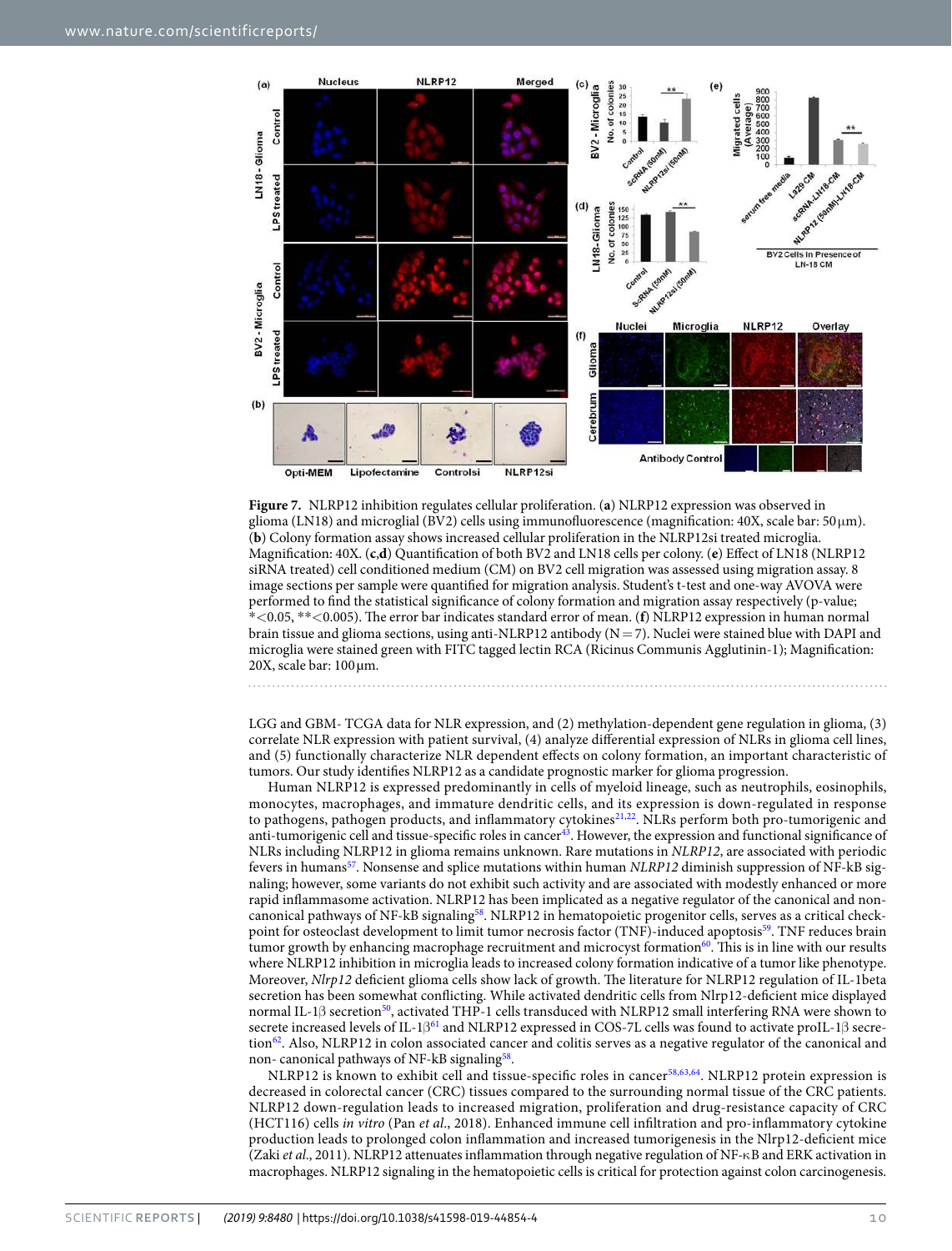**Figure 7.** NLRP12 inhibition regulates cellular proliferation. (**a**) NLRP12 expression was observed in glioma (LN18) and microglial (BV2) cells using immunofluorescence (magnification: 40X, scale bar: 50 μm). (**b**) Colony formation assay shows increased cellular proliferation in the NLRP12si treated microglia. Magnification: 40X. (**c**,**d**) Quantification of both BV2 and LN18 cells per colony. (**e**) Effect of LN18 (NLRP12 siRNA treated) cell conditioned medium (CM) on BV2 cell migration was assessed using migration assay. 8 image sections per sample were quantified for migration analysis. Student's t-test and one-way AVOVA were performed to find the statistical significance of colony formation and migration assay respectively (p-value; *<0.05, **<0.005). The error bar indicates standard error of mean. (**f**) NLRP12 expression in human normal brain tissue and glioma sections, using anti-NLRP12 antibody (N = 7). Nuclei were stained blue with DAPI and microglia were stained green with FITC tagged lectin RCA (Ricinus Communis Agglutinin-1); Magnification: 20X, scale bar: 100 μm.

LGG and GBM- TCGA data for NLR expression, and (2) methylation-dependent gene regulation in glioma, (3) correlate NLR expression with patient survival, (4) analyze differential expression of NLRs in glioma cell lines, and (5) functionally characterize NLR dependent effects on colony formation, an important characteristic of tumors. Our study identifies NLRP12 as a candidate prognostic marker for glioma progression.

Human NLRP12 is expressed predominantly in cells of myeloid lineage, such as neutrophils, eosinophils, monocytes, macrophages, and immature dendritic cells, and its expression is down-regulated in response to pathogens, pathogen products, and inflammatory cytokines[21,22]. NLRs perform both pro-tumorigenic and anti-tumorigenic cell and tissue-specific roles in cancer[43]. However, the expression and functional significance of NLRs including NLRP12 in glioma remains unknown. Rare mutations in *NLRP12*, are associated with periodic fevers in humans[57]. Nonsense and splice mutations within human *NLRP12* diminish suppression of NF-kB signaling; however, some variants do not exhibit such activity and are associated with modestly enhanced or more rapid inflammasome activation. NLRP12 has been implicated as a negative regulator of the canonical and non-canonical pathways of NF-kB signaling[58]. NLRP12 in hematopoietic progenitor cells, serves as a critical checkpoint for osteoclast development to limit tumor necrosis factor (TNF)-induced apoptosis[59]. TNF reduces brain tumor growth by enhancing macrophage recruitment and microcyst formation[60]. This is in line with our results where NLRP12 inhibition in microglia leads to increased colony formation indicative of a tumor like phenotype. Moreover, *Nlrp12* deficient glioma cells show lack of growth. The literature for NLRP12 regulation of IL-1beta secretion has been somewhat conflicting. While activated dendritic cells from Nlrp12-deficient mice displayed normal IL-1β secretion[50], activated THP-1 cells transduced with NLRP12 small interfering RNA were shown to secrete increased levels of IL-1β[61] and NLRP12 expressed in COS-7L cells was found to activate proIL-1β secretion[62]. Also, NLRP12 in colon associated cancer and colitis serves as a negative regulator of the canonical and non- canonical pathways of NF-kB signaling[58].

NLRP12 is known to exhibit cell and tissue-specific roles in cancer[58,63,64]. NLRP12 protein expression is decreased in colorectal cancer (CRC) tissues compared to the surrounding normal tissue of the CRC patients. NLRP12 down-regulation leads to increased migration, proliferation and drug-resistance capacity of CRC (HCT116) cells *in vitro* (Pan *et al*., 2018). Enhanced immune cell infiltration and pro-inflammatory cytokine production leads to prolonged colon inflammation and increased tumorigenesis in the Nlrp12-deficient mice (Zaki *et al*., 2011). NLRP12 attenuates inflammation through negative regulation of NF-κB and ERK activation in macrophages. NLRP12 signaling in the hematopoietic cells is critical for protection against colon carcinogenesis.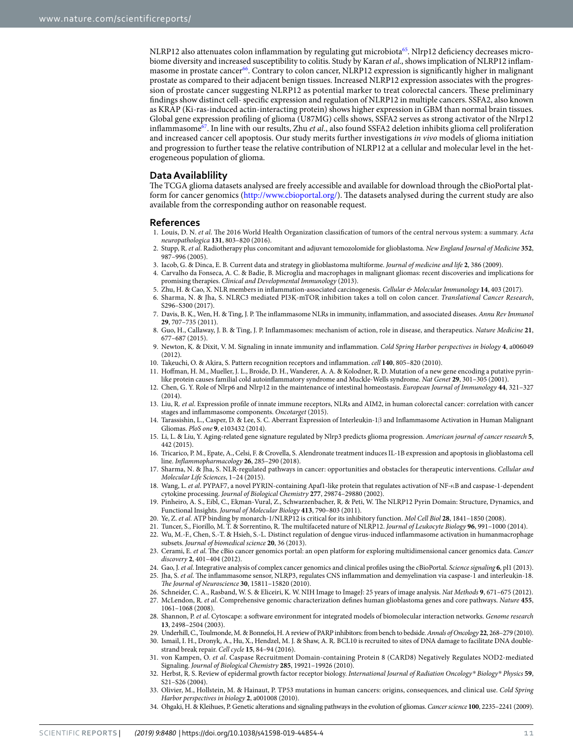NLRP12 also attenuates colon inflammation by regulating gut microbiota[65]. Nlrp12 deficiency decreases microbiome diversity and increased susceptibility to colitis. Study by Karan *et al*., shows implication of NLRP12 inflammasome in prostate cancer[66]. Contrary to colon cancer, NLRP12 expression is significantly higher in malignant prostate as compared to their adjacent benign tissues. Increased NLRP12 expression associates with the progression of prostate cancer suggesting NLRP12 as potential marker to treat colorectal cancers. These preliminary findings show distinct cell- specific expression and regulation of NLRP12 in multiple cancers. SSFA2, also known as KRAP (Ki-ras-induced actin-interacting protein) shows higher expression in GBM than normal brain tissues. Global gene expression profiling of glioma (U87MG) cells shows, SSFA2 serves as strong activator of the Nlrp12 inflammasome[67]. In line with our results, Zhu *et al*., also found SSFA2 deletion inhibits glioma cell proliferation and increased cancer cell apoptosis. Our study merits further investigations *in vivo* models of glioma initiation and progression to further tease the relative contribution of NLRP12 at a cellular and molecular level in the heterogeneous population of glioma.

## Data Availablility

The TCGA glioma datasets analysed are freely accessible and available for download through the cBioPortal platform for cancer genomics (http://www.cbioportal.org/). The datasets analysed during the current study are also available from the corresponding author on reasonable request.

## References

1. Louis, D. N. *et al*. The 2016 World Health Organization classification of tumors of the central nervous system: a summary. *Acta neuropathologica* **131**, 803–820 (2016).
2. Stupp, R. *et al*. Radiotherapy plus concomitant and adjuvant temozolomide for glioblastoma. *New England Journal of Medicine* **352**, 987–996 (2005).
3. Iacob, G. & Dinca, E. B. Current data and strategy in glioblastoma multiforme. *Journal of medicine and life* **2**, 386 (2009).
4. Carvalho da Fonseca, A. C. & Badie, B. Microglia and macrophages in malignant gliomas: recent discoveries and implications for promising therapies. *Clinical and Developmental Immunology* (2013).
5. Zhu, H. & Cao, X. NLR members in inflammation-associated carcinogenesis. *Cellular & Molecular Immunology* **14**, 403 (2017).
6. Sharma, N. & Jha, S. NLRC3 mediated PI3K-mTOR inhibition takes a toll on colon cancer. *Translational Cancer Research*, S296–S300 (2017).
7. Davis, B. K., Wen, H. & Ting, J. P. The inflammasome NLRs in immunity, inflammation, and associated diseases. *Annu Rev Immunol* **29**, 707–735 (2011).
8. Guo, H., Callaway, J. B. & Ting, J. P. Inflammasomes: mechanism of action, role in disease, and therapeutics. *Nature Medicine* **21**, 677–687 (2015).
9. Newton, K. & Dixit, V. M. Signaling in innate immunity and inflammation. *Cold Spring Harbor perspectives in biology* **4**, a006049 (2012).
10. Takeuchi, O. & Akira, S. Pattern recognition receptors and inflammation. *cell* **140**, 805–820 (2010).
11. Hoffman, H. M., Mueller, J. L., Broide, D. H., Wanderer, A. A. & Kolodner, R. D. Mutation of a new gene encoding a putative pyrin-like protein causes familial cold autoinflammatory syndrome and Muckle-Wells syndrome. *Nat Genet* **29**, 301–305 (2001).
12. Chen, G. Y. Role of Nlrp6 and Nlrp12 in the maintenance of intestinal homeostasis. *European Journal of Immunology* **44**, 321–327 (2014).
13. Liu, R. *et al*. Expression profile of innate immune receptors, NLRs and AIM2, in human colorectal cancer: correlation with cancer stages and inflammasome components. *Oncotarget* (2015).
14. Tarassishin, L., Casper, D. & Lee, S. C. Aberrant Expression of Interleukin-1β and Inflammasome Activation in Human Malignant Gliomas. *PloS one* **9**, e103432 (2014).
15. Li, L. & Liu, Y. Aging-related gene signature regulated by Nlrp3 predicts glioma progression. *American journal of cancer research* **5**, 442 (2015).
16. Tricarico, P. M., Epate, A., Celsi, F. & Crovella, S. Alendronate treatment induces IL-1B expression and apoptosis in glioblastoma cell line. *Inflammopharmacology* **26**, 285–290 (2018).
17. Sharma, N. & Jha, S. NLR-regulated pathways in cancer: opportunities and obstacles for therapeutic interventions. *Cellular and Molecular Life Sciences*, 1–24 (2015).
18. Wang, L. *et al*. PYPAF7, a novel PYRIN-containing Apaf1-like protein that regulates activation of NF-κB and caspase-1-dependent cytokine processing. *Journal of Biological Chemistry* **277**, 29874–29880 (2002).
19. Pinheiro, A. S., Eibl, C., Ekman-Vural, Z., Schwarzenbacher, R. & Peti, W. The NLRP12 Pyrin Domain: Structure, Dynamics, and Functional Insights. *Journal of Molecular Biology* **413**, 790–803 (2011).
20. Ye, Z. *et al*. ATP binding by monarch-1/NLRP12 is critical for its inhibitory function. *Mol Cell Biol* **28**, 1841–1850 (2008).
21. Tuncer, S., Fiorillo, M. T. & Sorrentino, R. The multifaceted nature of NLRP12. *Journal of Leukocyte Biology* **96**, 991–1000 (2014).
22. Wu, M.-F., Chen, S.-T. & Hsieh, S.-L. Distinct regulation of dengue virus-induced inflammasome activation in humanmacrophage subsets. *Journal of biomedical science* **20**, 36 (2013).
23. Cerami, E. *et al*. The cBio cancer genomics portal: an open platform for exploring multidimensional cancer genomics data. *Cancer discovery* **2**, 401–404 (2012).
24. Gao, J. *et al*. Integrative analysis of complex cancer genomics and clinical profiles using the cBioPortal. *Science signaling* **6**, pl1 (2013).
25. Jha, S. *et al*. The inflammasome sensor, NLRP3, regulates CNS inflammation and demyelination via caspase-1 and interleukin-18. *The Journal of Neuroscience* **30**, 15811–15820 (2010).
26. Schneider, C. A., Rasband, W. S. & Eliceiri, K. W. NIH Image to ImageJ: 25 years of image analysis. *Nat Methods* **9**, 671–675 (2012).
27. McLendon, R. *et al*. Comprehensive genomic characterization defines human glioblastoma genes and core pathways. *Nature* **455**, 1061–1068 (2008).
28. Shannon, P. *et al*. Cytoscape: a software environment for integrated models of biomolecular interaction networks. *Genome research* **13**, 2498–2504 (2003).
29. Underhill, C., Toulmonde, M. & Bonnefoi, H. A review of PARP inhibitors: from bench to bedside. *Annals of Oncology* **22**, 268–279 (2010).
30. Ismail, I. H., Dronyk, A., Hu, X., Hendzel, M. J. & Shaw, A. R. BCL10 is recruited to sites of DNA damage to facilitate DNA double-strand break repair. *Cell cycle* **15**, 84–94 (2016).
31. von Kampen, O. *et al*. Caspase Recruitment Domain-containing Protein 8 (CARD8) Negatively Regulates NOD2-mediated Signaling. *Journal of Biological Chemistry* **285**, 19921–19926 (2010).
32. Herbst, R. S. Review of epidermal growth factor receptor biology. *International Journal of Radiation Oncology\* Biology\* Physics* **59**, S21–S26 (2004).
33. Olivier, M., Hollstein, M. & Hainaut, P. TP53 mutations in human cancers: origins, consequences, and clinical use. *Cold Spring Harbor perspectives in biology* **2**, a001008 (2010).
34. Ohgaki, H. & Kleihues, P. Genetic alterations and signaling pathways in the evolution of gliomas. *Cancer science* **100**, 2235–2241 (2009).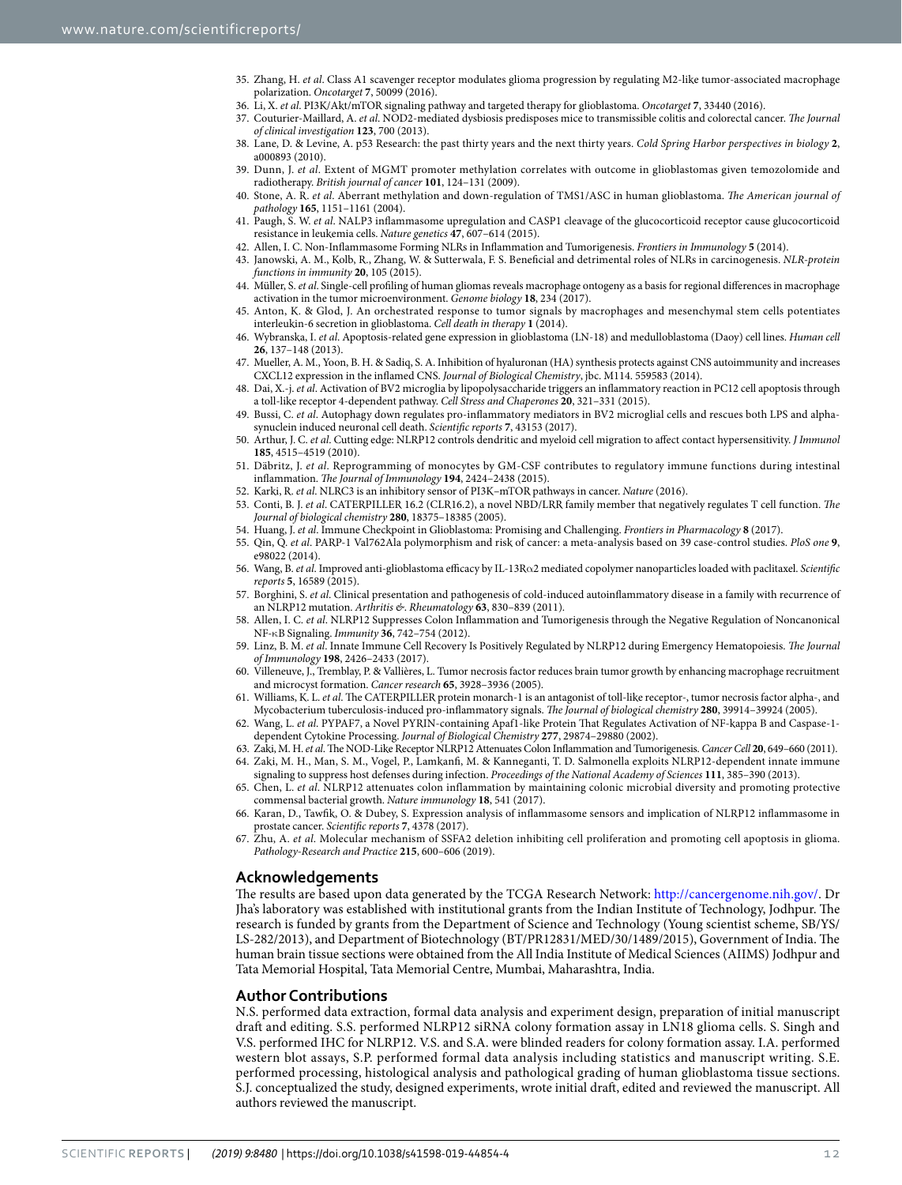35. Zhang, H. *et al*. Class A1 scavenger receptor modulates glioma progression by regulating M2-like tumor-associated macrophage polarization. *Oncotarget* **7**, 50099 (2016).
36. Li, X. *et al*. PI3K/Akt/mTOR signaling pathway and targeted therapy for glioblastoma. *Oncotarget* **7**, 33440 (2016).
37. Couturier-Maillard, A. *et al*. NOD2-mediated dysbiosis predisposes mice to transmissible colitis and colorectal cancer. *The Journal of clinical investigation* **123**, 700 (2013).
38. Lane, D. & Levine, A. p53 Research: the past thirty years and the next thirty years. *Cold Spring Harbor perspectives in biology* **2**, a000893 (2010).
39. Dunn, J. *et al*. Extent of MGMT promoter methylation correlates with outcome in glioblastomas given temozolomide and radiotherapy. *British journal of cancer* **101**, 124–131 (2009).
40. Stone, A. R. *et al*. Aberrant methylation and down-regulation of TMS1/ASC in human glioblastoma. *The American journal of pathology* **165**, 1151–1161 (2004).
41. Paugh, S. W. *et al*. NALP3 inflammasome upregulation and CASP1 cleavage of the glucocorticoid receptor cause glucocorticoid resistance in leukemia cells. *Nature genetics* **47**, 607–614 (2015).
42. Allen, I. C. Non-Inflammasome Forming NLRs in Inflammation and Tumorigenesis. *Frontiers in Immunology* **5** (2014).
43. Janowski, A. M., Kolb, R., Zhang, W. & Sutterwala, F. S. Beneficial and detrimental roles of NLRs in carcinogenesis. *NLR-protein functions in immunity* **20**, 105 (2015).
44. Müller, S. *et al*. Single-cell profiling of human gliomas reveals macrophage ontogeny as a basis for regional differences in macrophage activation in the tumor microenvironment. *Genome biology* **18**, 234 (2017).
45. Anton, K. & Glod, J. An orchestrated response to tumor signals by macrophages and mesenchymal stem cells potentiates interleukin-6 secretion in glioblastoma. *Cell death in therapy* **1** (2014).
46. Wybranska, I. *et al*. Apoptosis-related gene expression in glioblastoma (LN-18) and medulloblastoma (Daoy) cell lines. *Human cell* **26**, 137–148 (2013).
47. Mueller, A. M., Yoon, B. H. & Sadiq, S. A. Inhibition of hyaluronan (HA) synthesis protects against CNS autoimmunity and increases CXCL12 expression in the inflamed CNS. *Journal of Biological Chemistry*, jbc. M114. 559583 (2014).
48. Dai, X.-j. *et al*. Activation of BV2 microglia by lipopolysaccharide triggers an inflammatory reaction in PC12 cell apoptosis through a toll-like receptor 4-dependent pathway. *Cell Stress and Chaperones* **20**, 321–331 (2015).
49. Bussi, C. *et al*. Autophagy down regulates pro-inflammatory mediators in BV2 microglial cells and rescues both LPS and alpha-synuclein induced neuronal cell death. *Scientific reports* **7**, 43153 (2017).
50. Arthur, J. C. *et al*. Cutting edge: NLRP12 controls dendritic and myeloid cell migration to affect contact hypersensitivity. *J Immunol* **185**, 4515–4519 (2010).
51. Däbritz, J. *et al*. Reprogramming of monocytes by GM-CSF contributes to regulatory immune functions during intestinal inflammation. *The Journal of Immunology* **194**, 2424–2438 (2015).
52. Karki, R. *et al*. NLRC3 is an inhibitory sensor of PI3K–mTOR pathways in cancer. *Nature* (2016).
53. Conti, B. J. *et al*. CATERPILLER 16.2 (CLR16.2), a novel NBD/LRR family member that negatively regulates T cell function. *The Journal of biological chemistry* **280**, 18375–18385 (2005).
54. Huang, J. *et al*. Immune Checkpoint in Glioblastoma: Promising and Challenging. *Frontiers in Pharmacology* **8** (2017).
55. Qin, Q. *et al*. PARP-1 Val762Ala polymorphism and risk of cancer: a meta-analysis based on 39 case-control studies. *PloS one* **9**, e98022 (2014).
56. Wang, B. *et al*. Improved anti-glioblastoma efficacy by IL-13Rα2 mediated copolymer nanoparticles loaded with paclitaxel. *Scientific reports* **5**, 16589 (2015).
57. Borghini, S. *et al*. Clinical presentation and pathogenesis of cold-induced autoinflammatory disease in a family with recurrence of an NLRP12 mutation. *Arthritis & Rheumatology* **63**, 830–839 (2011).
58. Allen, I. C. *et al*. NLRP12 Suppresses Colon Inflammation and Tumorigenesis through the Negative Regulation of Noncanonical NF-κB Signaling. *Immunity* **36**, 742–754 (2012).
59. Linz, B. M. *et al*. Innate Immune Cell Recovery Is Positively Regulated by NLRP12 during Emergency Hematopoiesis. *The Journal of Immunology* **198**, 2426–2433 (2017).
60. Villeneuve, J., Tremblay, P. & Vallières, L. Tumor necrosis factor reduces brain tumor growth by enhancing macrophage recruitment and microcyst formation. *Cancer research* **65**, 3928–3936 (2005).
61. Williams, K. L. *et al*. The CATERPILLER protein monarch-1 is an antagonist of toll-like receptor-, tumor necrosis factor alpha-, and Mycobacterium tuberculosis-induced pro-inflammatory signals. *The Journal of biological chemistry* **280**, 39914–39924 (2005).
62. Wang, L. *et al*. PYPAF7, a Novel PYRIN-containing Apaf1-like Protein That Regulates Activation of NF-kappa B and Caspase-1-dependent Cytokine Processing. *Journal of Biological Chemistry* **277**, 29874–29880 (2002).
63. Zaki, M. H. *et al*. The NOD-Like Receptor NLRP12 Attenuates Colon Inflammation and Tumorigenesis. *Cancer Cell* **20**, 649–660 (2011).
64. Zaki, M. H., Man, S. M., Vogel, P., Lamkanfi, M. & Kanneganti, T. D. Salmonella exploits NLRP12-dependent innate immune signaling to suppress host defenses during infection. *Proceedings of the National Academy of Sciences* **111**, 385–390 (2013).
65. Chen, L. *et al*. NLRP12 attenuates colon inflammation by maintaining colonic microbial diversity and promoting protective commensal bacterial growth. *Nature immunology* **18**, 541 (2017).
66. Karan, D., Tawfik, O. & Dubey, S. Expression analysis of inflammasome sensors and implication of NLRP12 inflammasome in prostate cancer. *Scientific reports* **7**, 4378 (2017).
67. Zhu, A. *et al*. Molecular mechanism of SSFA2 deletion inhibiting cell proliferation and promoting cell apoptosis in glioma. *Pathology-Research and Practice* **215**, 600–606 (2019).

## Acknowledgements

The results are based upon data generated by the TCGA Research Network: http://cancergenome.nih.gov/. Dr Jha's laboratory was established with institutional grants from the Indian Institute of Technology, Jodhpur. The research is funded by grants from the Department of Science and Technology (Young scientist scheme, SB/YS/LS-282/2013), and Department of Biotechnology (BT/PR12831/MED/30/1489/2015), Government of India. The human brain tissue sections were obtained from the All India Institute of Medical Sciences (AIIMS) Jodhpur and Tata Memorial Hospital, Tata Memorial Centre, Mumbai, Maharashtra, India.

## Author Contributions

N.S. performed data extraction, formal data analysis and experiment design, preparation of initial manuscript draft and editing. S.S. performed NLRP12 siRNA colony formation assay in LN18 glioma cells. S. Singh and V.S. performed IHC for NLRP12. V.S. and S.A. were blinded readers for colony formation assay. I.A. performed western blot assays, S.P. performed formal data analysis including statistics and manuscript writing. S.E. performed processing, histological analysis and pathological grading of human glioblastoma tissue sections. S.J. conceptualized the study, designed experiments, wrote initial draft, edited and reviewed the manuscript. All authors reviewed the manuscript.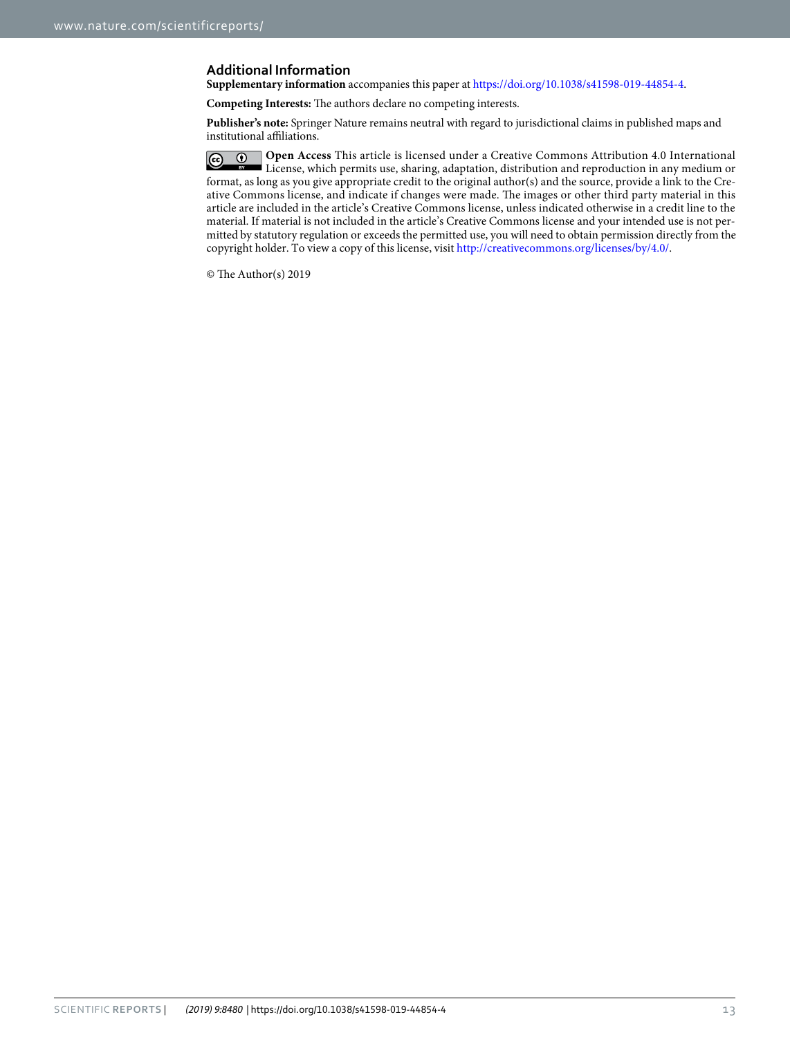## Additional Information

**Supplementary information** accompanies this paper at https://doi.org/10.1038/s41598-019-44854-4.

**Competing Interests:** The authors declare no competing interests.

**Publisher's note:** Springer Nature remains neutral with regard to jurisdictional claims in published maps and institutional affiliations.

**Open Access** This article is licensed under a Creative Commons Attribution 4.0 International License, which permits use, sharing, adaptation, distribution and reproduction in any medium or format, as long as you give appropriate credit to the original author(s) and the source, provide a link to the Creative Commons license, and indicate if changes were made. The images or other third party material in this article are included in the article's Creative Commons license, unless indicated otherwise in a credit line to the material. If material is not included in the article's Creative Commons license and your intended use is not permitted by statutory regulation or exceeds the permitted use, you will need to obtain permission directly from the copyright holder. To view a copy of this license, visit http://creativecommons.org/licenses/by/4.0/.

© The Author(s) 2019